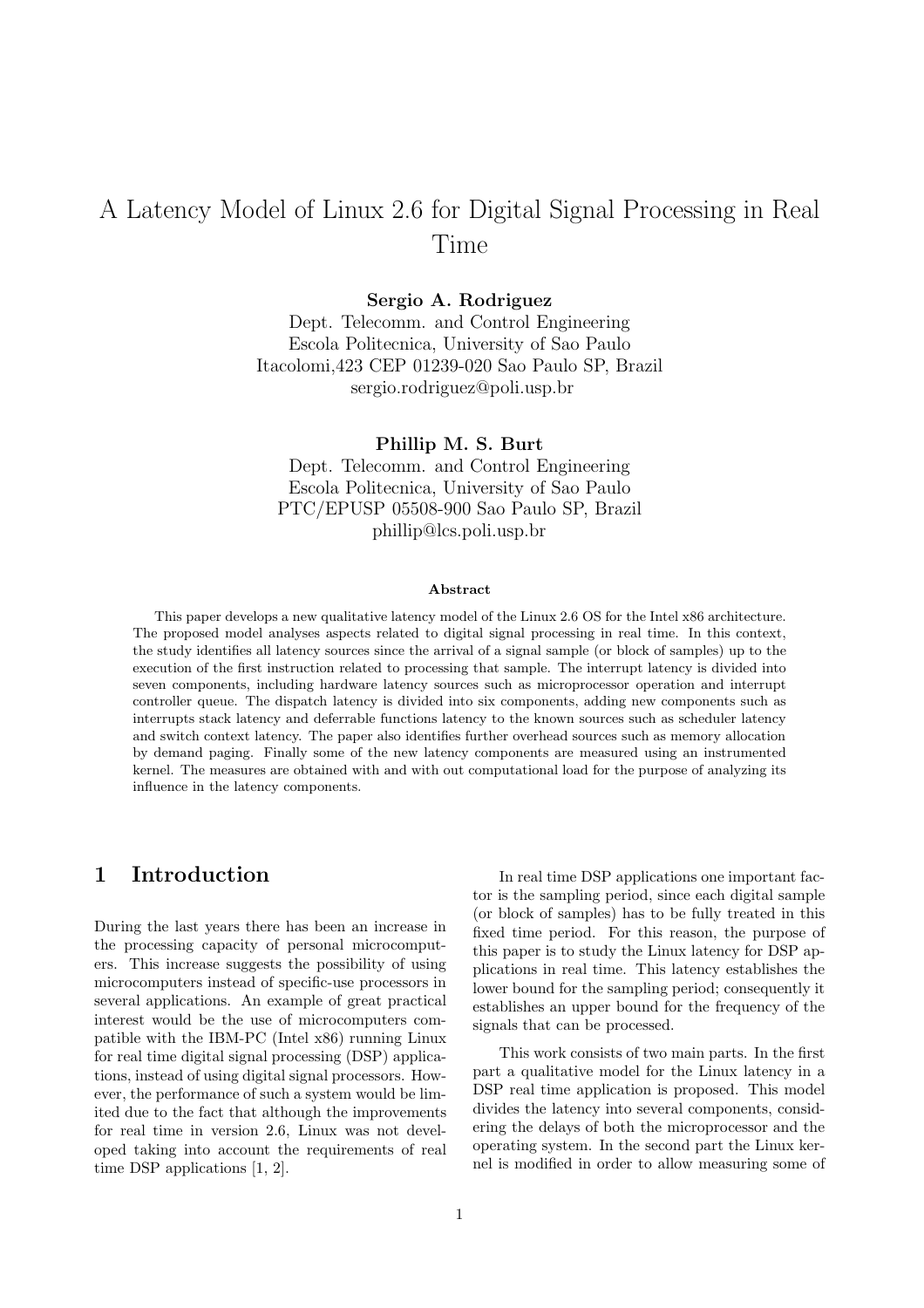# A Latency Model of Linux 2.6 for Digital Signal Processing in Real Time

**Sergio A. Rodriguez**
Dept. Telecomm. and Control Engineering
Escola Politecnica, University of Sao Paulo
Itacolomi,423 CEP 01239-020 Sao Paulo SP, Brazil
sergio.rodriguez@poli.usp.br

**Phillip M. S. Burt**
Dept. Telecomm. and Control Engineering
Escola Politecnica, University of Sao Paulo
PTC/EPUSP 05508-900 Sao Paulo SP, Brazil
phillip@lcs.poli.usp.br

### Abstract

This paper develops a new qualitative latency model of the Linux 2.6 OS for the Intel x86 architecture. The proposed model analyses aspects related to digital signal processing in real time. In this context, the study identifies all latency sources since the arrival of a signal sample (or block of samples) up to the execution of the first instruction related to processing that sample. The interrupt latency is divided into seven components, including hardware latency sources such as microprocessor operation and interrupt controller queue. The dispatch latency is divided into six components, adding new components such as interrupts stack latency and deferrable functions latency to the known sources such as scheduler latency and switch context latency. The paper also identifies further overhead sources such as memory allocation by demand paging. Finally some of the new latency components are measured using an instrumented kernel. The measures are obtained with and with out computational load for the purpose of analyzing its influence in the latency components.

## 1 Introduction

During the last years there has been an increase in the processing capacity of personal microcomputers. This increase suggests the possibility of using microcomputers instead of specific-use processors in several applications. An example of great practical interest would be the use of microcomputers compatible with the IBM-PC (Intel x86) running Linux for real time digital signal processing (DSP) applications, instead of using digital signal processors. However, the performance of such a system would be limited due to the fact that although the improvements for real time in version 2.6, Linux was not developed taking into account the requirements of real time DSP applications [1, 2].

In real time DSP applications one important factor is the sampling period, since each digital sample (or block of samples) has to be fully treated in this fixed time period. For this reason, the purpose of this paper is to study the Linux latency for DSP applications in real time. This latency establishes the lower bound for the sampling period; consequently it establishes an upper bound for the frequency of the signals that can be processed.

This work consists of two main parts. In the first part a qualitative model for the Linux latency in a DSP real time application is proposed. This model divides the latency into several components, considering the delays of both the microprocessor and the operating system. In the second part the Linux kernel is modified in order to allow measuring some of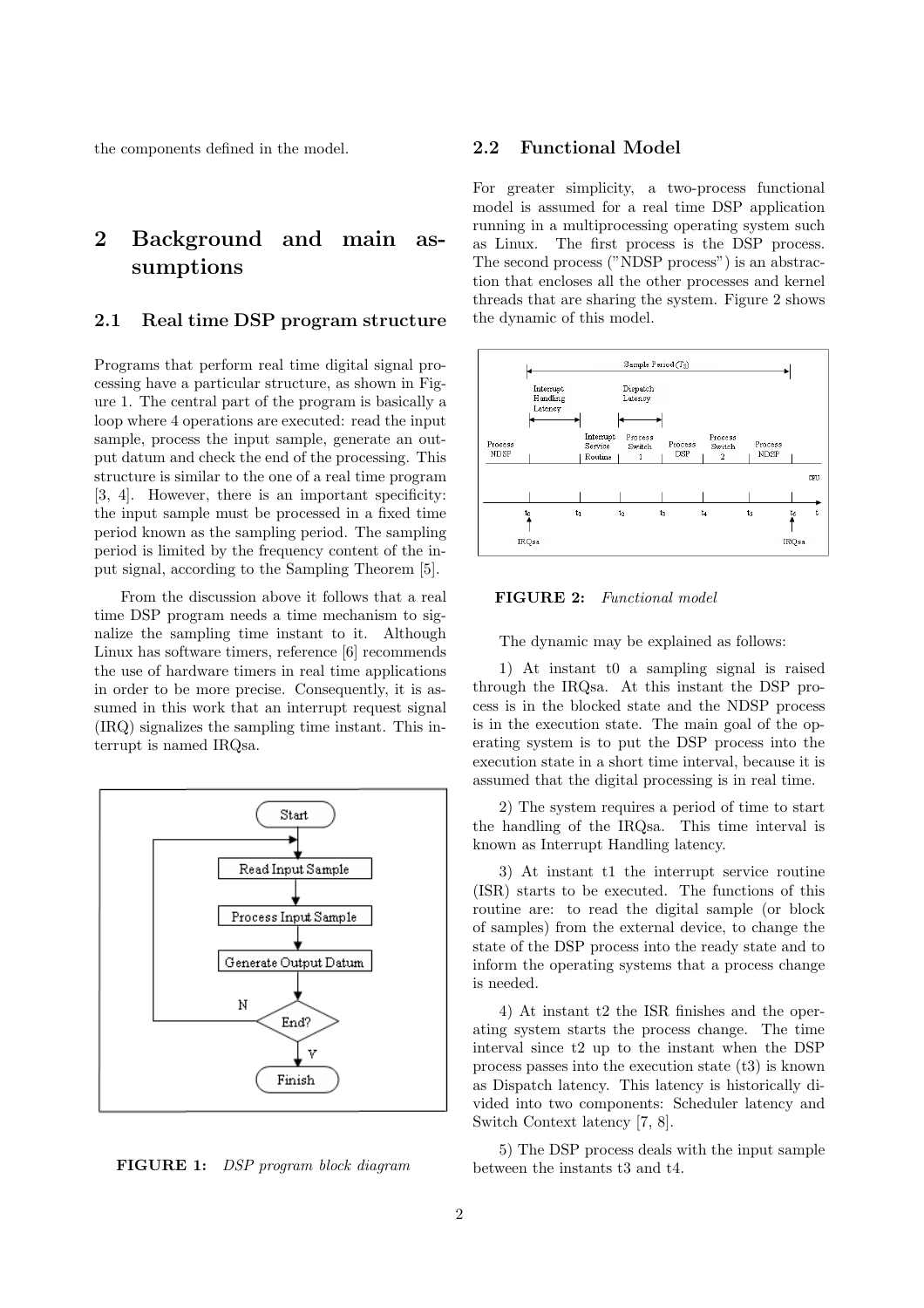the components defined in the model.

## 2 Background and main assumptions

### 2.1 Real time DSP program structure

Programs that perform real time digital signal processing have a particular structure, as shown in Figure 1. The central part of the program is basically a loop where 4 operations are executed: read the input sample, process the input sample, generate an output datum and check the end of the processing. This structure is similar to the one of a real time program [3, 4]. However, there is an important specificity: the input sample must be processed in a fixed time period known as the sampling period. The sampling period is limited by the frequency content of the input signal, according to the Sampling Theorem [5].

From the discussion above it follows that a real time DSP program needs a time mechanism to signalize the sampling time instant to it. Although Linux has software timers, reference [6] recommends the use of hardware timers in real time applications in order to be more precise. Consequently, it is assumed in this work that an interrupt request signal (IRQ) signalizes the sampling time instant. This interrupt is named IRQsa.

**FIGURE 1:** *DSP program block diagram*

### 2.2 Functional Model

For greater simplicity, a two-process functional model is assumed for a real time DSP application running in a multiprocessing operating system such as Linux. The first process is the DSP process. The second process ("NDSP process") is an abstraction that encloses all the other processes and kernel threads that are sharing the system. Figure 2 shows the dynamic of this model.

**FIGURE 2:** *Functional model*

The dynamic may be explained as follows:

1) At instant t0 a sampling signal is raised through the IRQsa. At this instant the DSP process is in the blocked state and the NDSP process is in the execution state. The main goal of the operating system is to put the DSP process into the execution state in a short time interval, because it is assumed that the digital processing is in real time.

2) The system requires a period of time to start the handling of the IRQsa. This time interval is known as Interrupt Handling latency.

3) At instant t1 the interrupt service routine (ISR) starts to be executed. The functions of this routine are: to read the digital sample (or block of samples) from the external device, to change the state of the DSP process into the ready state and to inform the operating systems that a process change is needed.

4) At instant t2 the ISR finishes and the operating system starts the process change. The time interval since t2 up to the instant when the DSP process passes into the execution state (t3) is known as Dispatch latency. This latency is historically divided into two components: Scheduler latency and Switch Context latency [7, 8].

5) The DSP process deals with the input sample between the instants t3 and t4.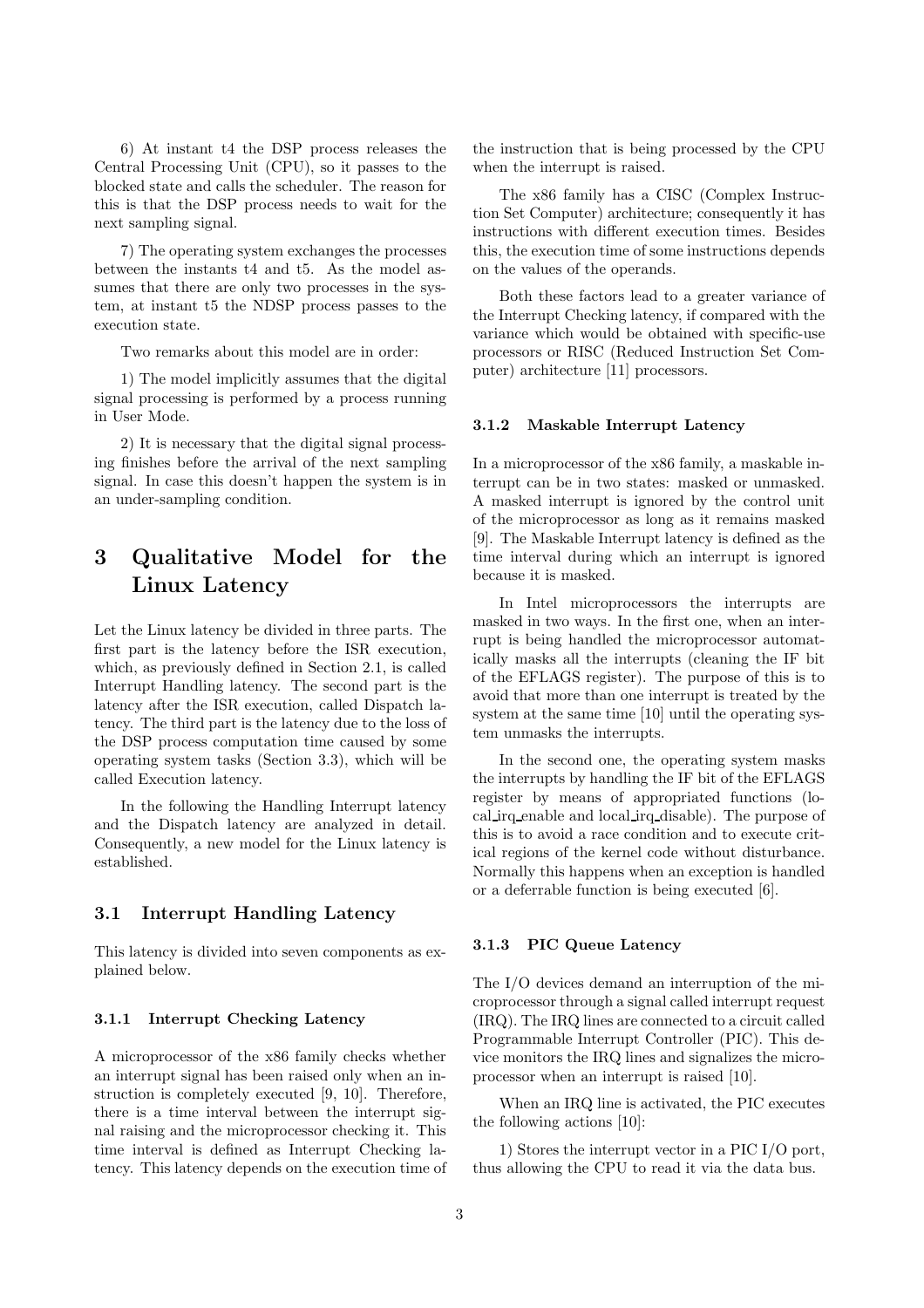6) At instant t4 the DSP process releases the Central Processing Unit (CPU), so it passes to the blocked state and calls the scheduler. The reason for this is that the DSP process needs to wait for the next sampling signal.

7) The operating system exchanges the processes between the instants t4 and t5. As the model assumes that there are only two processes in the system, at instant t5 the NDSP process passes to the execution state.

Two remarks about this model are in order:

1) The model implicitly assumes that the digital signal processing is performed by a process running in User Mode.

2) It is necessary that the digital signal processing finishes before the arrival of the next sampling signal. In case this doesn't happen the system is in an under-sampling condition.

# 3 Qualitative Model for the Linux Latency

Let the Linux latency be divided in three parts. The first part is the latency before the ISR execution, which, as previously defined in Section 2.1, is called Interrupt Handling latency. The second part is the latency after the ISR execution, called Dispatch latency. The third part is the latency due to the loss of the DSP process computation time caused by some operating system tasks (Section 3.3), which will be called Execution latency.

In the following the Handling Interrupt latency and the Dispatch latency are analyzed in detail. Consequently, a new model for the Linux latency is established.

## 3.1 Interrupt Handling Latency

This latency is divided into seven components as explained below.

### 3.1.1 Interrupt Checking Latency

A microprocessor of the x86 family checks whether an interrupt signal has been raised only when an instruction is completely executed [9, 10]. Therefore, there is a time interval between the interrupt signal raising and the microprocessor checking it. This time interval is defined as Interrupt Checking latency. This latency depends on the execution time of the instruction that is being processed by the CPU when the interrupt is raised.

The x86 family has a CISC (Complex Instruction Set Computer) architecture; consequently it has instructions with different execution times. Besides this, the execution time of some instructions depends on the values of the operands.

Both these factors lead to a greater variance of the Interrupt Checking latency, if compared with the variance which would be obtained with specific-use processors or RISC (Reduced Instruction Set Computer) architecture [11] processors.

### 3.1.2 Maskable Interrupt Latency

In a microprocessor of the x86 family, a maskable interrupt can be in two states: masked or unmasked. A masked interrupt is ignored by the control unit of the microprocessor as long as it remains masked [9]. The Maskable Interrupt latency is defined as the time interval during which an interrupt is ignored because it is masked.

In Intel microprocessors the interrupts are masked in two ways. In the first one, when an interrupt is being handled the microprocessor automatically masks all the interrupts (cleaning the IF bit of the EFLAGS register). The purpose of this is to avoid that more than one interrupt is treated by the system at the same time [10] until the operating system unmasks the interrupts.

In the second one, the operating system masks the interrupts by handling the IF bit of the EFLAGS register by means of appropriated functions (local_irq_enable and local_irq_disable). The purpose of this is to avoid a race condition and to execute critical regions of the kernel code without disturbance. Normally this happens when an exception is handled or a deferrable function is being executed [6].

### 3.1.3 PIC Queue Latency

The I/O devices demand an interruption of the microprocessor through a signal called interrupt request (IRQ). The IRQ lines are connected to a circuit called Programmable Interrupt Controller (PIC). This device monitors the IRQ lines and signalizes the microprocessor when an interrupt is raised [10].

When an IRQ line is activated, the PIC executes the following actions [10]:

1) Stores the interrupt vector in a PIC I/O port, thus allowing the CPU to read it via the data bus.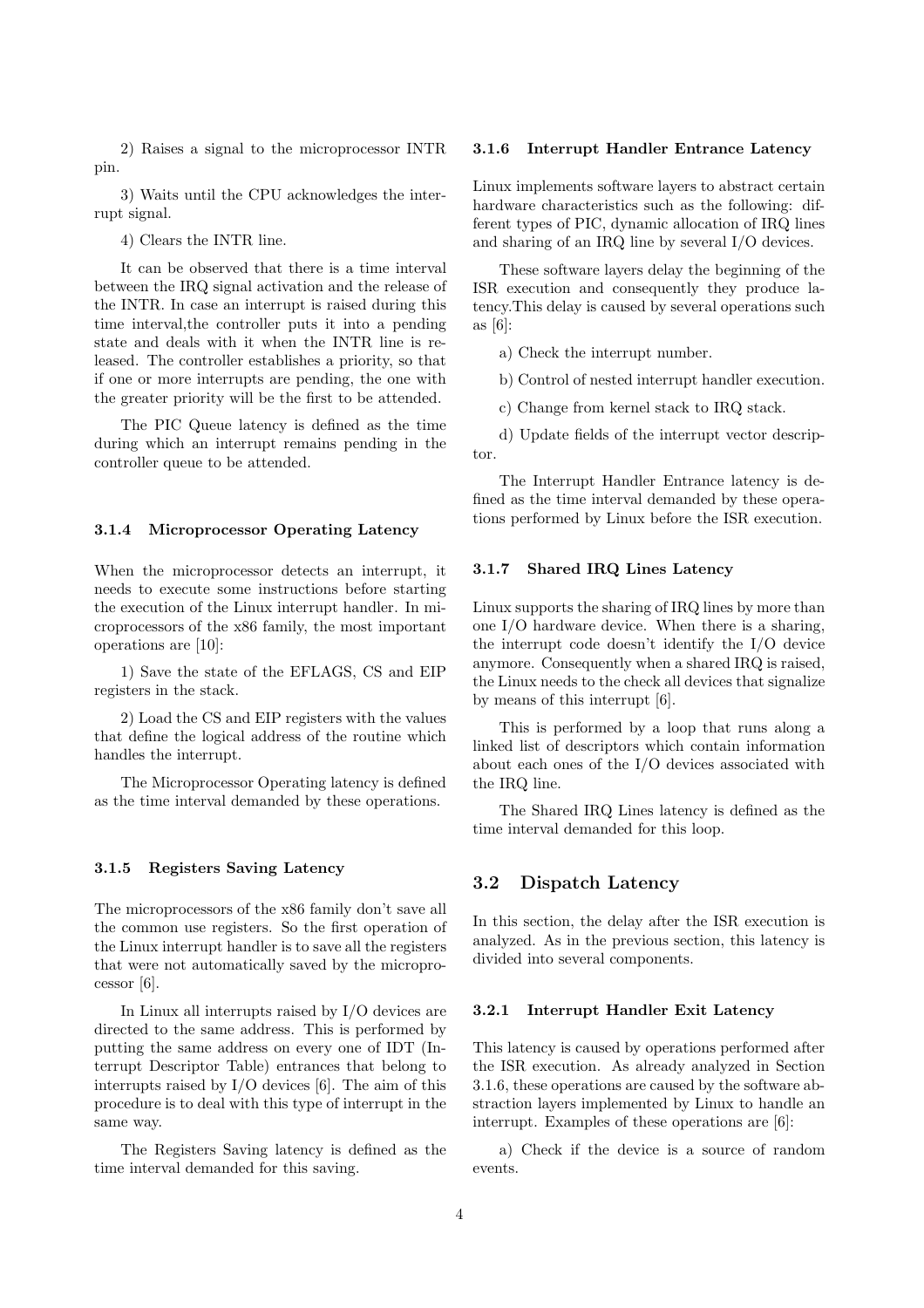2) Raises a signal to the microprocessor INTR pin.

3) Waits until the CPU acknowledges the interrupt signal.

4) Clears the INTR line.

It can be observed that there is a time interval between the IRQ signal activation and the release of the INTR. In case an interrupt is raised during this time interval,the controller puts it into a pending state and deals with it when the INTR line is released. The controller establishes a priority, so that if one or more interrupts are pending, the one with the greater priority will be the first to be attended.

The PIC Queue latency is defined as the time during which an interrupt remains pending in the controller queue to be attended.

#### 3.1.4 Microprocessor Operating Latency

When the microprocessor detects an interrupt, it needs to execute some instructions before starting the execution of the Linux interrupt handler. In microprocessors of the x86 family, the most important operations are [10]:

1) Save the state of the EFLAGS, CS and EIP registers in the stack.

2) Load the CS and EIP registers with the values that define the logical address of the routine which handles the interrupt.

The Microprocessor Operating latency is defined as the time interval demanded by these operations.

#### 3.1.5 Registers Saving Latency

The microprocessors of the x86 family don't save all the common use registers. So the first operation of the Linux interrupt handler is to save all the registers that were not automatically saved by the microprocessor [6].

In Linux all interrupts raised by I/O devices are directed to the same address. This is performed by putting the same address on every one of IDT (Interrupt Descriptor Table) entrances that belong to interrupts raised by I/O devices [6]. The aim of this procedure is to deal with this type of interrupt in the same way.

The Registers Saving latency is defined as the time interval demanded for this saving.

#### 3.1.6 Interrupt Handler Entrance Latency

Linux implements software layers to abstract certain hardware characteristics such as the following: different types of PIC, dynamic allocation of IRQ lines and sharing of an IRQ line by several I/O devices.

These software layers delay the beginning of the ISR execution and consequently they produce latency.This delay is caused by several operations such as [6]:

a) Check the interrupt number.

b) Control of nested interrupt handler execution.

c) Change from kernel stack to IRQ stack.

d) Update fields of the interrupt vector descriptor.

The Interrupt Handler Entrance latency is defined as the time interval demanded by these operations performed by Linux before the ISR execution.

#### 3.1.7 Shared IRQ Lines Latency

Linux supports the sharing of IRQ lines by more than one I/O hardware device. When there is a sharing, the interrupt code doesn't identify the I/O device anymore. Consequently when a shared IRQ is raised, the Linux needs to the check all devices that signalize by means of this interrupt [6].

This is performed by a loop that runs along a linked list of descriptors which contain information about each ones of the I/O devices associated with the IRQ line.

The Shared IRQ Lines latency is defined as the time interval demanded for this loop.

### 3.2 Dispatch Latency

In this section, the delay after the ISR execution is analyzed. As in the previous section, this latency is divided into several components.

#### 3.2.1 Interrupt Handler Exit Latency

This latency is caused by operations performed after the ISR execution. As already analyzed in Section 3.1.6, these operations are caused by the software abstraction layers implemented by Linux to handle an interrupt. Examples of these operations are [6]:

a) Check if the device is a source of random events.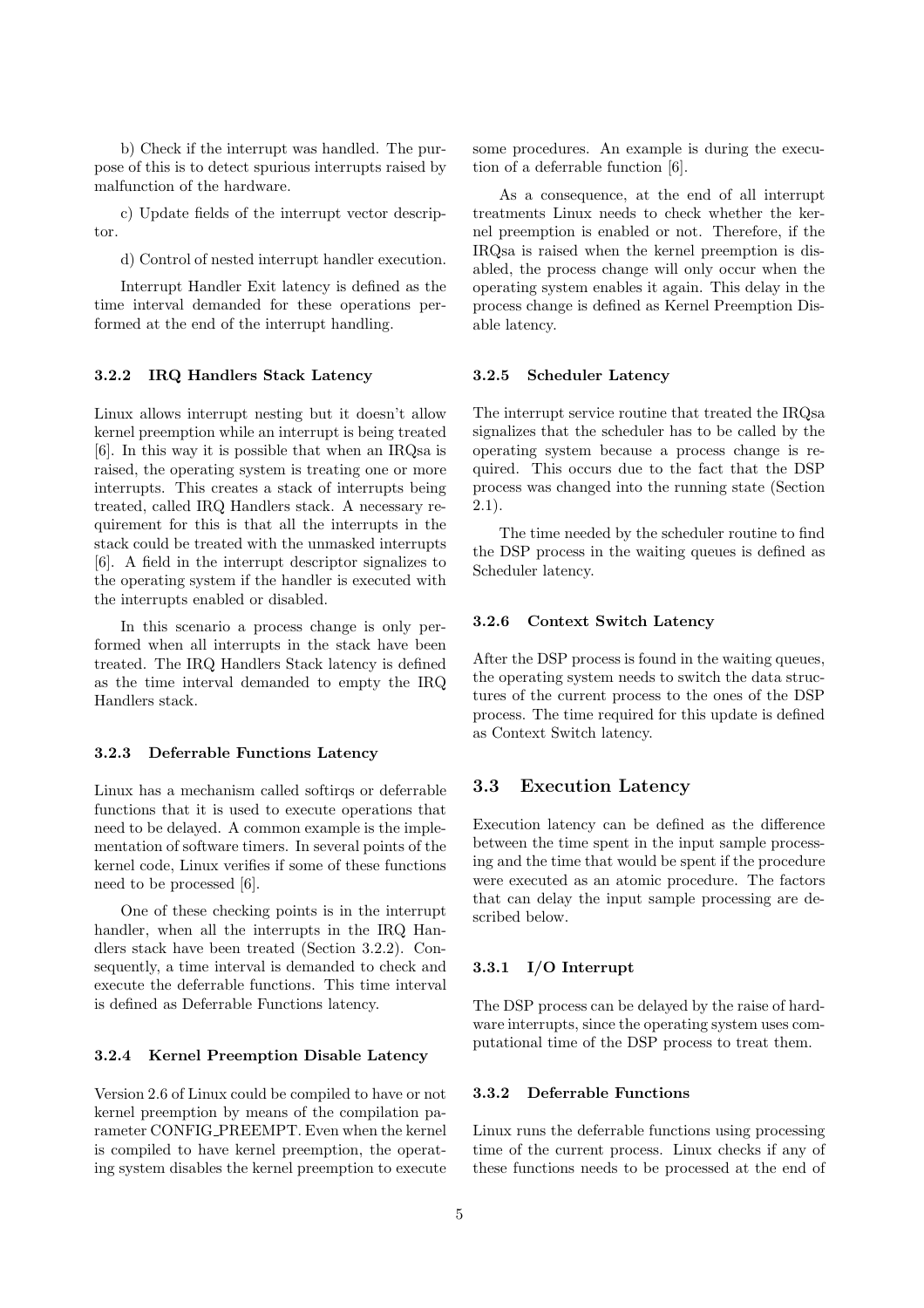b) Check if the interrupt was handled. The purpose of this is to detect spurious interrupts raised by malfunction of the hardware.

c) Update fields of the interrupt vector descriptor.

d) Control of nested interrupt handler execution.

Interrupt Handler Exit latency is defined as the time interval demanded for these operations performed at the end of the interrupt handling.

### 3.2.2 IRQ Handlers Stack Latency

Linux allows interrupt nesting but it doesn't allow kernel preemption while an interrupt is being treated [6]. In this way it is possible that when an IRQsa is raised, the operating system is treating one or more interrupts. This creates a stack of interrupts being treated, called IRQ Handlers stack. A necessary requirement for this is that all the interrupts in the stack could be treated with the unmasked interrupts [6]. A field in the interrupt descriptor signalizes to the operating system if the handler is executed with the interrupts enabled or disabled.

In this scenario a process change is only performed when all interrupts in the stack have been treated. The IRQ Handlers Stack latency is defined as the time interval demanded to empty the IRQ Handlers stack.

### 3.2.3 Deferrable Functions Latency

Linux has a mechanism called softirqs or deferrable functions that it is used to execute operations that need to be delayed. A common example is the implementation of software timers. In several points of the kernel code, Linux verifies if some of these functions need to be processed [6].

One of these checking points is in the interrupt handler, when all the interrupts in the IRQ Handlers stack have been treated (Section 3.2.2). Consequently, a time interval is demanded to check and execute the deferrable functions. This time interval is defined as Deferrable Functions latency.

### 3.2.4 Kernel Preemption Disable Latency

Version 2.6 of Linux could be compiled to have or not kernel preemption by means of the compilation parameter CONFIG_PREEMPT. Even when the kernel is compiled to have kernel preemption, the operating system disables the kernel preemption to execute some procedures. An example is during the execution of a deferrable function [6].

As a consequence, at the end of all interrupt treatments Linux needs to check whether the kernel preemption is enabled or not. Therefore, if the IRQsa is raised when the kernel preemption is disabled, the process change will only occur when the operating system enables it again. This delay in the process change is defined as Kernel Preemption Disable latency.

### 3.2.5 Scheduler Latency

The interrupt service routine that treated the IRQsa signalizes that the scheduler has to be called by the operating system because a process change is required. This occurs due to the fact that the DSP process was changed into the running state (Section 2.1).

The time needed by the scheduler routine to find the DSP process in the waiting queues is defined as Scheduler latency.

### 3.2.6 Context Switch Latency

After the DSP process is found in the waiting queues, the operating system needs to switch the data structures of the current process to the ones of the DSP process. The time required for this update is defined as Context Switch latency.

## 3.3 Execution Latency

Execution latency can be defined as the difference between the time spent in the input sample processing and the time that would be spent if the procedure were executed as an atomic procedure. The factors that can delay the input sample processing are described below.

### 3.3.1 I/O Interrupt

The DSP process can be delayed by the raise of hardware interrupts, since the operating system uses computational time of the DSP process to treat them.

### 3.3.2 Deferrable Functions

Linux runs the deferrable functions using processing time of the current process. Linux checks if any of these functions needs to be processed at the end of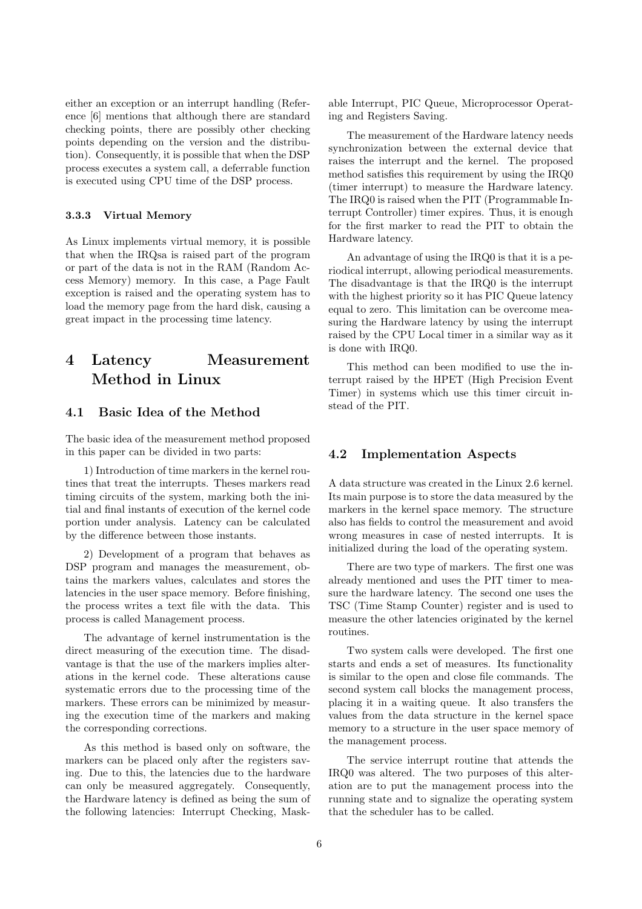either an exception or an interrupt handling (Reference [6] mentions that although there are standard checking points, there are possibly other checking points depending on the version and the distribution). Consequently, it is possible that when the DSP process executes a system call, a deferrable function is executed using CPU time of the DSP process.

#### 3.3.3 Virtual Memory

As Linux implements virtual memory, it is possible that when the IRQsa is raised part of the program or part of the data is not in the RAM (Random Access Memory) memory. In this case, a Page Fault exception is raised and the operating system has to load the memory page from the hard disk, causing a great impact in the processing time latency.

# 4 Latency Measurement Method in Linux

## 4.1 Basic Idea of the Method

The basic idea of the measurement method proposed in this paper can be divided in two parts:

1) Introduction of time markers in the kernel routines that treat the interrupts. Theses markers read timing circuits of the system, marking both the initial and final instants of execution of the kernel code portion under analysis. Latency can be calculated by the difference between those instants.

2) Development of a program that behaves as DSP program and manages the measurement, obtains the markers values, calculates and stores the latencies in the user space memory. Before finishing, the process writes a text file with the data. This process is called Management process.

The advantage of kernel instrumentation is the direct measuring of the execution time. The disadvantage is that the use of the markers implies alterations in the kernel code. These alterations cause systematic errors due to the processing time of the markers. These errors can be minimized by measuring the execution time of the markers and making the corresponding corrections.

As this method is based only on software, the markers can be placed only after the registers saving. Due to this, the latencies due to the hardware can only be measured aggregately. Consequently, the Hardware latency is defined as being the sum of the following latencies: Interrupt Checking, Maskable Interrupt, PIC Queue, Microprocessor Operating and Registers Saving.

The measurement of the Hardware latency needs synchronization between the external device that raises the interrupt and the kernel. The proposed method satisfies this requirement by using the IRQ0 (timer interrupt) to measure the Hardware latency. The IRQ0 is raised when the PIT (Programmable Interrupt Controller) timer expires. Thus, it is enough for the first marker to read the PIT to obtain the Hardware latency.

An advantage of using the IRQ0 is that it is a periodical interrupt, allowing periodical measurements. The disadvantage is that the IRQ0 is the interrupt with the highest priority so it has PIC Queue latency equal to zero. This limitation can be overcome measuring the Hardware latency by using the interrupt raised by the CPU Local timer in a similar way as it is done with IRQ0.

This method can been modified to use the interrupt raised by the HPET (High Precision Event Timer) in systems which use this timer circuit instead of the PIT.

## 4.2 Implementation Aspects

A data structure was created in the Linux 2.6 kernel. Its main purpose is to store the data measured by the markers in the kernel space memory. The structure also has fields to control the measurement and avoid wrong measures in case of nested interrupts. It is initialized during the load of the operating system.

There are two type of markers. The first one was already mentioned and uses the PIT timer to measure the hardware latency. The second one uses the TSC (Time Stamp Counter) register and is used to measure the other latencies originated by the kernel routines.

Two system calls were developed. The first one starts and ends a set of measures. Its functionality is similar to the open and close file commands. The second system call blocks the management process, placing it in a waiting queue. It also transfers the values from the data structure in the kernel space memory to a structure in the user space memory of the management process.

The service interrupt routine that attends the IRQ0 was altered. The two purposes of this alteration are to put the management process into the running state and to signalize the operating system that the scheduler has to be called.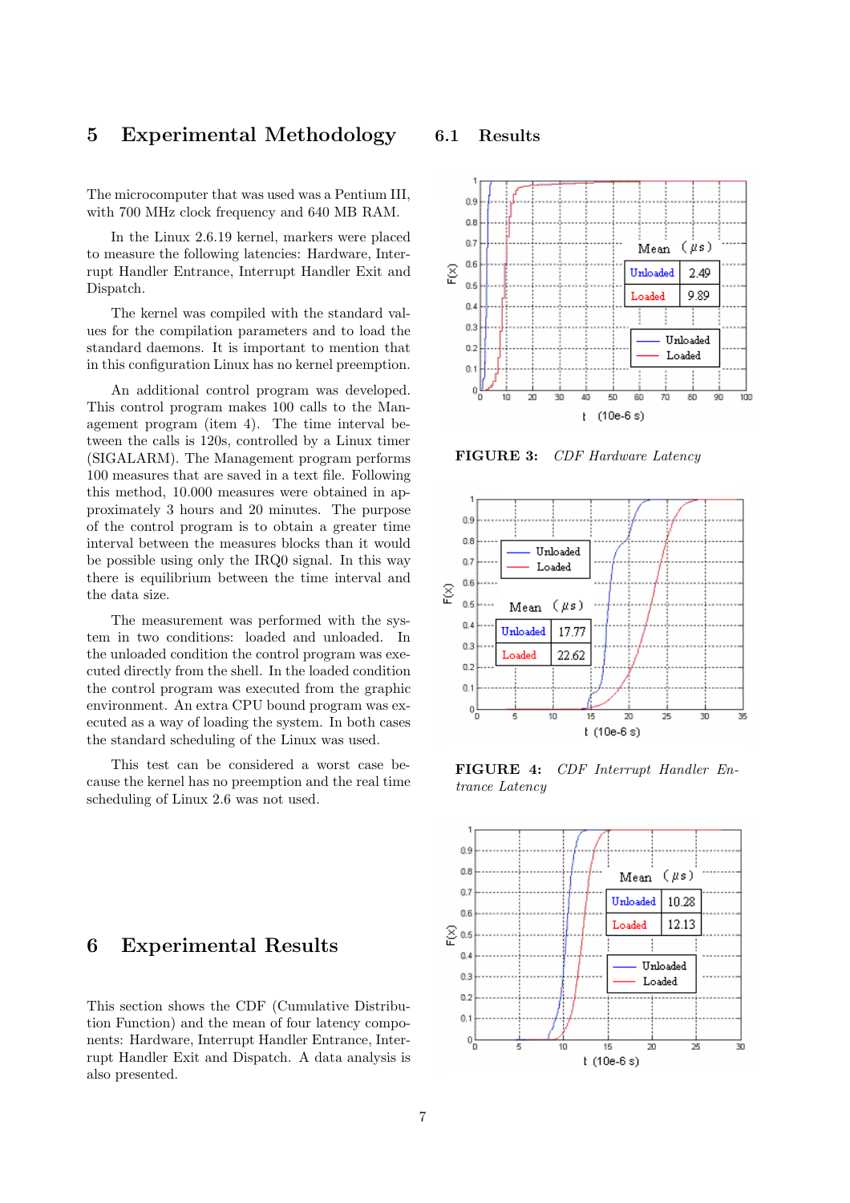## 5 Experimental Methodology

The microcomputer that was used was a Pentium III, with 700 MHz clock frequency and 640 MB RAM.

In the Linux 2.6.19 kernel, markers were placed to measure the following latencies: Hardware, Interrupt Handler Entrance, Interrupt Handler Exit and Dispatch.

The kernel was compiled with the standard values for the compilation parameters and to load the standard daemons. It is important to mention that in this configuration Linux has no kernel preemption.

An additional control program was developed. This control program makes 100 calls to the Management program (item 4). The time interval between the calls is 120s, controlled by a Linux timer (SIGALARM). The Management program performs 100 measures that are saved in a text file. Following this method, 10.000 measures were obtained in approximately 3 hours and 20 minutes. The purpose of the control program is to obtain a greater time interval between the measures blocks than it would be possible using only the IRQ0 signal. In this way there is equilibrium between the time interval and the data size.

The measurement was performed with the system in two conditions: loaded and unloaded. In the unloaded condition the control program was executed directly from the shell. In the loaded condition the control program was executed from the graphic environment. An extra CPU bound program was executed as a way of loading the system. In both cases the standard scheduling of the Linux was used.

This test can be considered a worst case because the kernel has no preemption and the real time scheduling of Linux 2.6 was not used.

## 6 Experimental Results

This section shows the CDF (Cumulative Distribution Function) and the mean of four latency components: Hardware, Interrupt Handler Entrance, Interrupt Handler Exit and Dispatch. A data analysis is also presented.

### 6.1 Results

| Mean (μs) | |
|---|---|
| Unloaded | 2.49 |
| Loaded | 9.89 |

**FIGURE 3:** *CDF Hardware Latency*

| Mean (μs) | |
|---|---|
| Unloaded | 17.77 |
| Loaded | 22.62 |

**FIGURE 4:** *CDF Interrupt Handler Entrance Latency*

| Mean (μs) | |
|---|---|
| Unloaded | 10.28 |
| Loaded | 12.13 |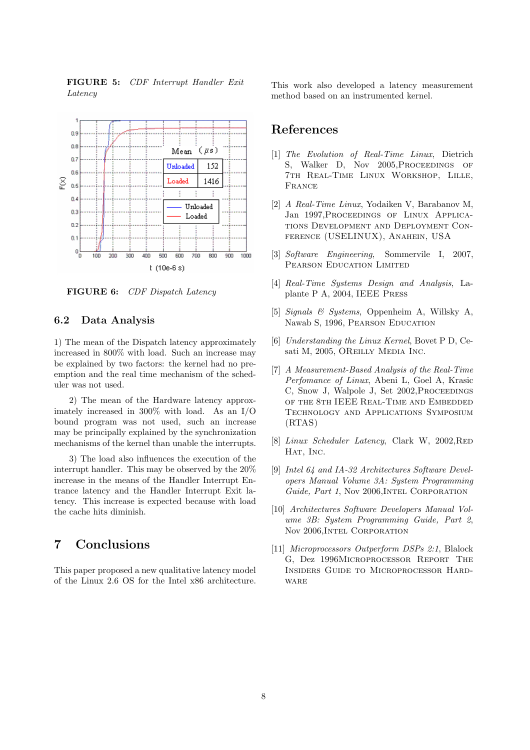**FIGURE 5:** *CDF Interrupt Handler Exit Latency*

F(x)

1
0.9
0.8
0.7
0.6
0.5
0.4
0.3
0.2
0.1
0

0 100 200 300 400 500 600 700 800 900 1000

t (10e-6 s)

Mean (μs)

Unloaded 152

Loaded 1416

Unloaded
Loaded

**FIGURE 6:** *CDF Dispatch Latency*

### 6.2 Data Analysis

1) The mean of the Dispatch latency approximately increased in 800% with load. Such an increase may be explained by two factors: the kernel had no preemption and the real time mechanism of the scheduler was not used.

2) The mean of the Hardware latency approximately increased in 300% with load. As an I/O bound program was not used, such an increase may be principally explained by the synchronization mechanisms of the kernel than unable the interrupts.

3) The load also influences the execution of the interrupt handler. This may be observed by the 20% increase in the means of the Handler Interrupt Entrance latency and the Handler Interrupt Exit latency. This increase is expected because with load the cache hits diminish.

## 7 Conclusions

This paper proposed a new qualitative latency model of the Linux 2.6 OS for the Intel x86 architecture. This work also developed a latency measurement method based on an instrumented kernel.

## References

[1] *The Evolution of Real-Time Linux*, Dietrich S, Walker D, Nov 2005, Proceedings of 7th Real-Time Linux Workshop, Lille, France

[2] *A Real-Time Linux*, Yodaiken V, Barabanov M, Jan 1997, Proceedings of Linux Applications Development and Deployment Conference (USELINUX), Anahein, USA

[3] *Software Engineering*, Sommervile I, 2007, Pearson Education Limited

[4] *Real-Time Systems Design and Analysis*, Laplante P A, 2004, IEEE Press

[5] *Signals & Systems*, Oppenheim A, Willsky A, Nawab S, 1996, Pearson Education

[6] *Understanding the Linux Kernel*, Bovet P D, Cesati M, 2005, OReilly Media Inc.

[7] *A Measurement-Based Analysis of the Real-Time Perfomance of Linux*, Abeni L, Goel A, Krasic C, Snow J, Walpole J, Set 2002, Proceedings of the 8th IEEE Real-Time and Embedded Technology and Applications Symposium (RTAS)

[8] *Linux Scheduler Latency*, Clark W, 2002, Red Hat, Inc.

[9] *Intel 64 and IA-32 Architectures Software Developers Manual Volume 3A: System Programming Guide, Part 1*, Nov 2006, Intel Corporation

[10] *Architectures Software Developers Manual Volume 3B: System Programming Guide, Part 2*, Nov 2006, Intel Corporation

[11] *Microprocessors Outperform DSPs 2:1*, Blalock G, Dez 1996 Microprocessor Report The Insiders Guide to Microprocessor Hardware